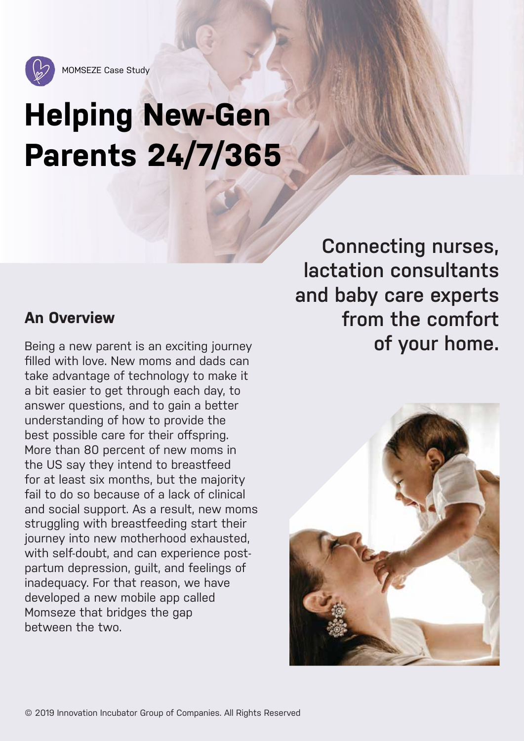MOMSEZE Case Study

# Helping New-Gen Parents 24/7/365

**Connecting nurses, lactation consultants and baby care experts from the comfort of your home.**

## An Overview

Being a new parent is an exciting journey filled with love. New moms and dads can take advantage of technology to make it a bit easier to get through each day, to answer questions, and to gain a better understanding of how to provide the best possible care for their offspring. More than 80 percent of new moms in the US say they intend to breastfeed for at least six months, but the majority fail to do so because of a lack of clinical and social support. As a result, new moms struggling with breastfeeding start their journey into new motherhood exhausted, with self-doubt, and can experience post-partum depression, guilt, and feelings of inadequacy. For that reason, we have developed a new mobile app called Momseze that bridges the gap between the two.

© 2019 Innovation Incubator Group of Companies. All Rights Reserved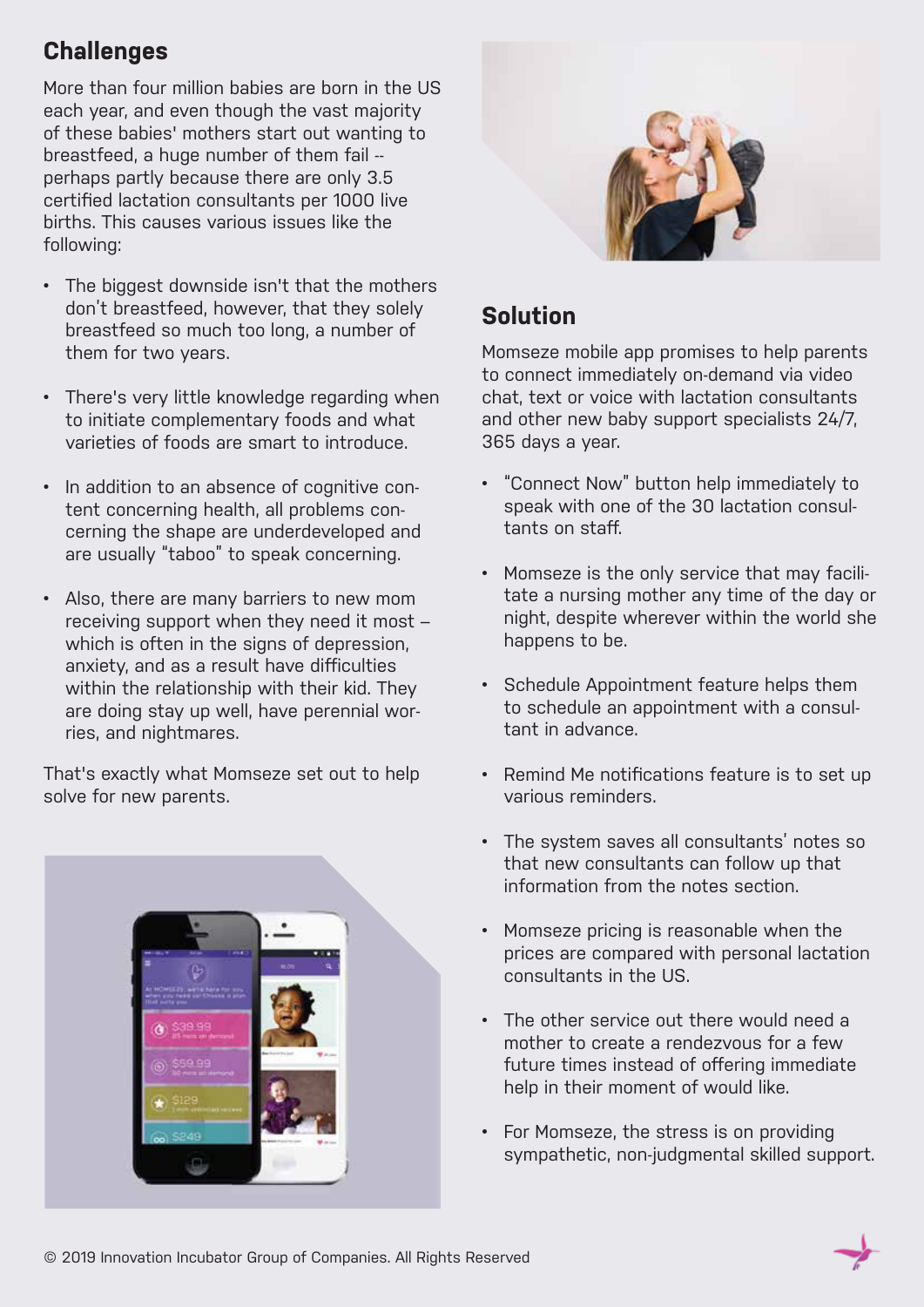## Challenges

More than four million babies are born in the US each year, and even though the vast majority of these babies' mothers start out wanting to breastfeed, a huge number of them fail -- perhaps partly because there are only 3.5 certified lactation consultants per 1000 live births. This causes various issues like the following:

- The biggest downside isn't that the mothers don't breastfeed, however, that they solely breastfeed so much too long, a number of them for two years.
- There's very little knowledge regarding when to initiate complementary foods and what varieties of foods are smart to introduce.
- In addition to an absence of cognitive content concerning health, all problems concerning the shape are underdeveloped and are usually "taboo" to speak concerning.
- Also, there are many barriers to new mom receiving support when they need it most – which is often in the signs of depression, anxiety, and as a result have difficulties within the relationship with their kid. They are doing stay up well, have perennial worries, and nightmares.

That's exactly what Momseze set out to help solve for new parents.

## Solution

Momseze mobile app promises to help parents to connect immediately on-demand via video chat, text or voice with lactation consultants and other new baby support specialists 24/7, 365 days a year.

- "Connect Now" button help immediately to speak with one of the 30 lactation consultants on staff.
- Momseze is the only service that may facilitate a nursing mother any time of the day or night, despite wherever within the world she happens to be.
- Schedule Appointment feature helps them to schedule an appointment with a consultant in advance.
- Remind Me notifications feature is to set up various reminders.
- The system saves all consultants' notes so that new consultants can follow up that information from the notes section.
- Momseze pricing is reasonable when the prices are compared with personal lactation consultants in the US.
- The other service out there would need a mother to create a rendezvous for a few future times instead of offering immediate help in their moment of would like.
- For Momseze, the stress is on providing sympathetic, non-judgmental skilled support.

© 2019 Innovation Incubator Group of Companies. All Rights Reserved